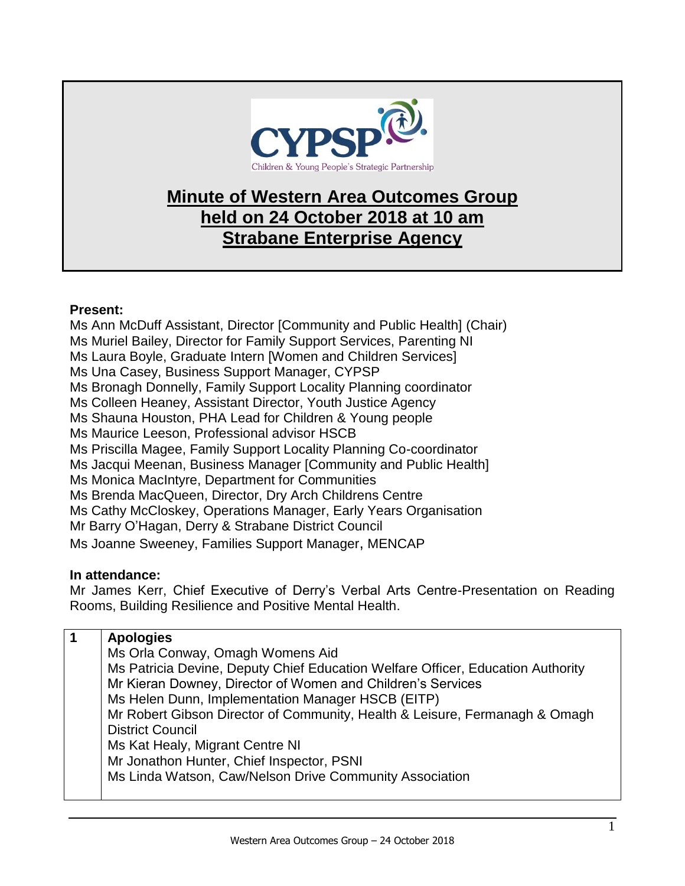CYPSP
Children & Young People's Strategic Partnership

# Minute of Western Area Outcomes Group held on 24 October 2018 at 10 am Strabane Enterprise Agency

**Present:**

Ms Ann McDuff Assistant, Director [Community and Public Health] (Chair)
Ms Muriel Bailey, Director for Family Support Services, Parenting NI
Ms Laura Boyle, Graduate Intern [Women and Children Services]
Ms Una Casey, Business Support Manager, CYPSP
Ms Bronagh Donnelly, Family Support Locality Planning coordinator
Ms Colleen Heaney, Assistant Director, Youth Justice Agency
Ms Shauna Houston, PHA Lead for Children & Young people
Ms Maurice Leeson, Professional advisor HSCB
Ms Priscilla Magee, Family Support Locality Planning Co-coordinator
Ms Jacqui Meenan, Business Manager [Community and Public Health]
Ms Monica MacIntyre, Department for Communities
Ms Brenda MacQueen, Director, Dry Arch Childrens Centre
Ms Cathy McCloskey, Operations Manager, Early Years Organisation
Mr Barry O'Hagan, Derry & Strabane District Council
Ms Joanne Sweeney, Families Support Manager, MENCAP

**In attendance:**

Mr James Kerr, Chief Executive of Derry's Verbal Arts Centre-Presentation on Reading Rooms, Building Resilience and Positive Mental Health.

| 1 | **Apologies** |
|---|---|
| | Ms Orla Conway, Omagh Womens Aid<br>Ms Patricia Devine, Deputy Chief Education Welfare Officer, Education Authority<br>Mr Kieran Downey, Director of Women and Children's Services<br>Ms Helen Dunn, Implementation Manager HSCB (EITP)<br>Mr Robert Gibson Director of Community, Health & Leisure, Fermanagh & Omagh District Council<br>Ms Kat Healy, Migrant Centre NI<br>Mr Jonathon Hunter, Chief Inspector, PSNI<br>Ms Linda Watson, Caw/Nelson Drive Community Association |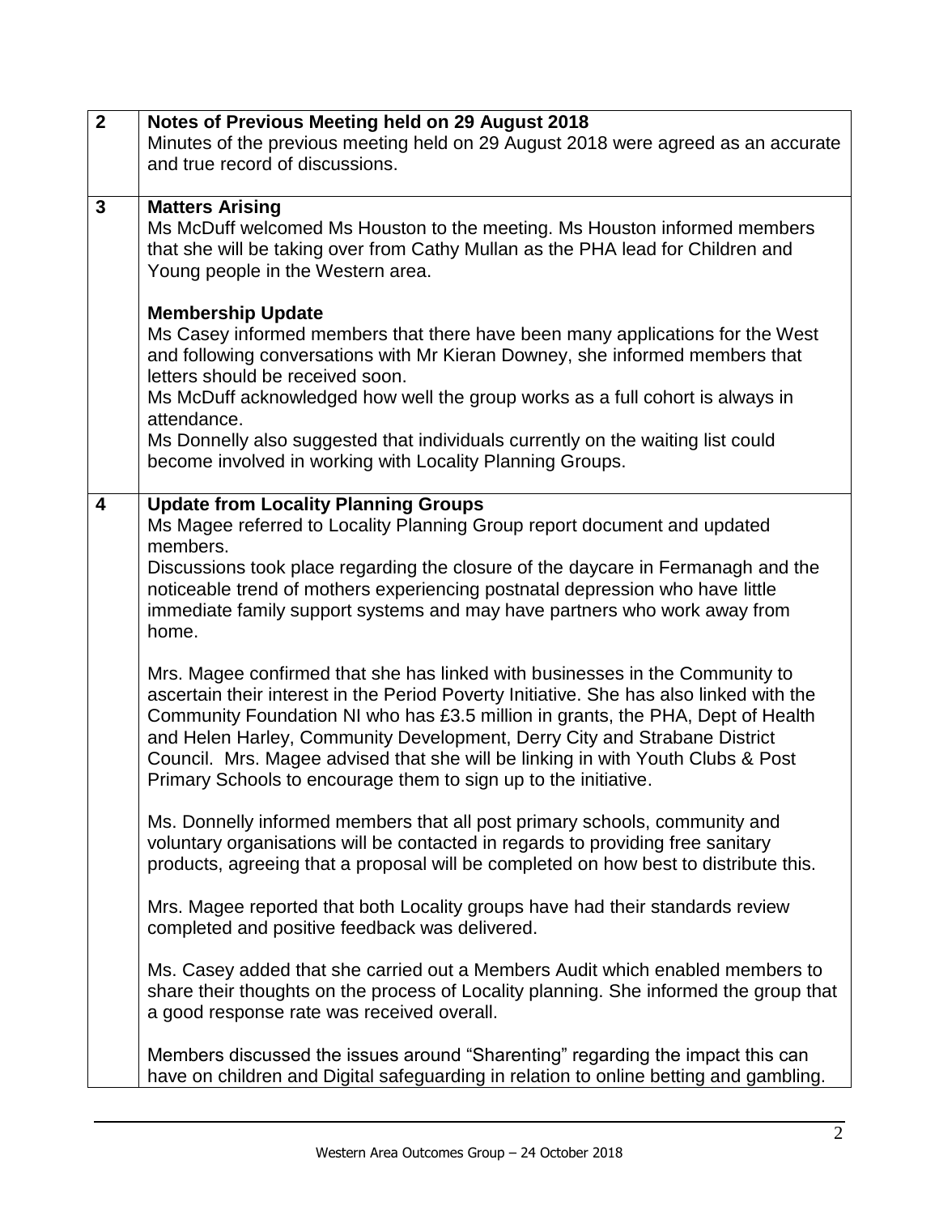| | |
|---|---|
| **2** | **Notes of Previous Meeting held on 29 August 2018**<br>Minutes of the previous meeting held on 29 August 2018 were agreed as an accurate and true record of discussions. |
| **3** | **Matters Arising**<br>Ms McDuff welcomed Ms Houston to the meeting. Ms Houston informed members that she will be taking over from Cathy Mullan as the PHA lead for Children and Young people in the Western area.<br><br>**Membership Update**<br>Ms Casey informed members that there have been many applications for the West and following conversations with Mr Kieran Downey, she informed members that letters should be received soon.<br>Ms McDuff acknowledged how well the group works as a full cohort is always in attendance.<br>Ms Donnelly also suggested that individuals currently on the waiting list could become involved in working with Locality Planning Groups. |
| **4** | **Update from Locality Planning Groups**<br>Ms Magee referred to Locality Planning Group report document and updated members.<br>Discussions took place regarding the closure of the daycare in Fermanagh and the noticeable trend of mothers experiencing postnatal depression who have little immediate family support systems and may have partners who work away from home.<br><br>Mrs. Magee confirmed that she has linked with businesses in the Community to ascertain their interest in the Period Poverty Initiative. She has also linked with the Community Foundation NI who has £3.5 million in grants, the PHA, Dept of Health and Helen Harley, Community Development, Derry City and Strabane District Council. Mrs. Magee advised that she will be linking in with Youth Clubs & Post Primary Schools to encourage them to sign up to the initiative.<br><br>Ms. Donnelly informed members that all post primary schools, community and voluntary organisations will be contacted in regards to providing free sanitary products, agreeing that a proposal will be completed on how best to distribute this.<br><br>Mrs. Magee reported that both Locality groups have had their standards review completed and positive feedback was delivered.<br><br>Ms. Casey added that she carried out a Members Audit which enabled members to share their thoughts on the process of Locality planning. She informed the group that a good response rate was received overall.<br><br>Members discussed the issues around "Sharenting" regarding the impact this can have on children and Digital safeguarding in relation to online betting and gambling. |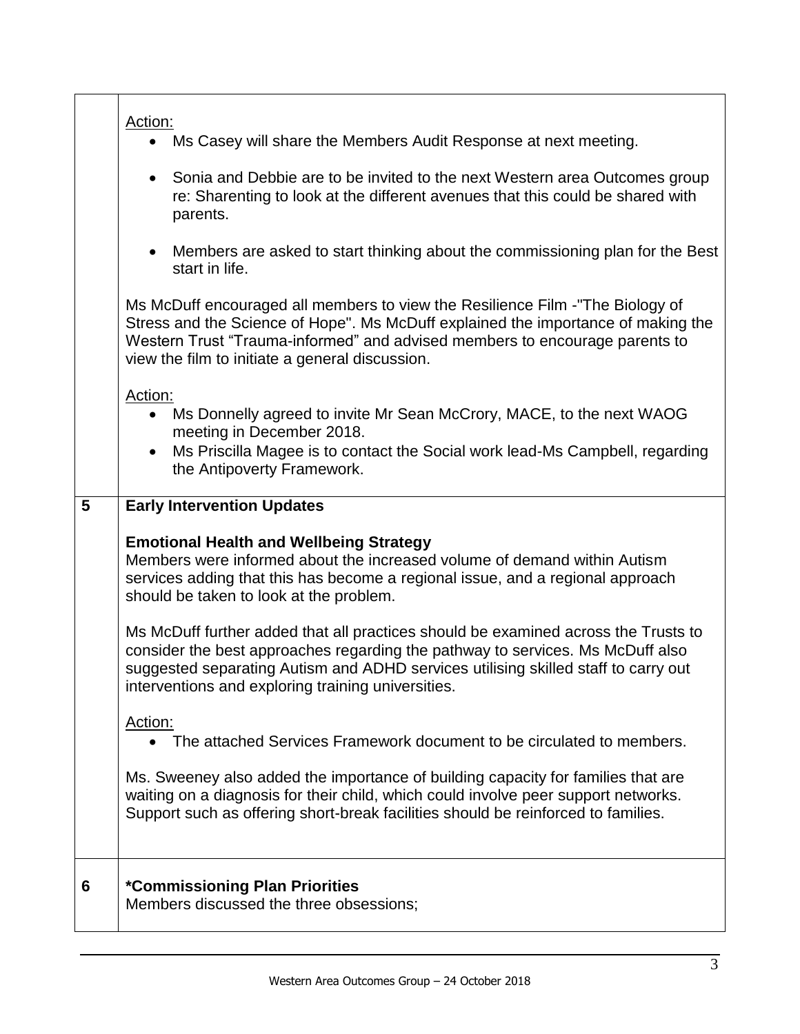|   |   |
|---|---|
| | Action:<br>• Ms Casey will share the Members Audit Response at next meeting.<br>• Sonia and Debbie are to be invited to the next Western area Outcomes group re: Sharenting to look at the different avenues that this could be shared with parents.<br>• Members are asked to start thinking about the commissioning plan for the Best start in life.<br><br>Ms McDuff encouraged all members to view the Resilience Film -"The Biology of Stress and the Science of Hope". Ms McDuff explained the importance of making the Western Trust "Trauma-informed" and advised members to encourage parents to view the film to initiate a general discussion.<br><br>Action:<br>• Ms Donnelly agreed to invite Mr Sean McCrory, MACE, to the next WAOG meeting in December 2018.<br>• Ms Priscilla Magee is to contact the Social work lead-Ms Campbell, regarding the Antipoverty Framework. |
| **5** | **Early Intervention Updates**<br><br>**Emotional Health and Wellbeing Strategy**<br>Members were informed about the increased volume of demand within Autism services adding that this has become a regional issue, and a regional approach should be taken to look at the problem.<br><br>Ms McDuff further added that all practices should be examined across the Trusts to consider the best approaches regarding the pathway to services. Ms McDuff also suggested separating Autism and ADHD services utilising skilled staff to carry out interventions and exploring training universities.<br><br>Action:<br>• The attached Services Framework document to be circulated to members.<br><br>Ms. Sweeney also added the importance of building capacity for families that are waiting on a diagnosis for their child, which could involve peer support networks. Support such as offering short-break facilities should be reinforced to families. |
| **6** | **\*Commissioning Plan Priorities**<br>Members discussed the three obsessions; |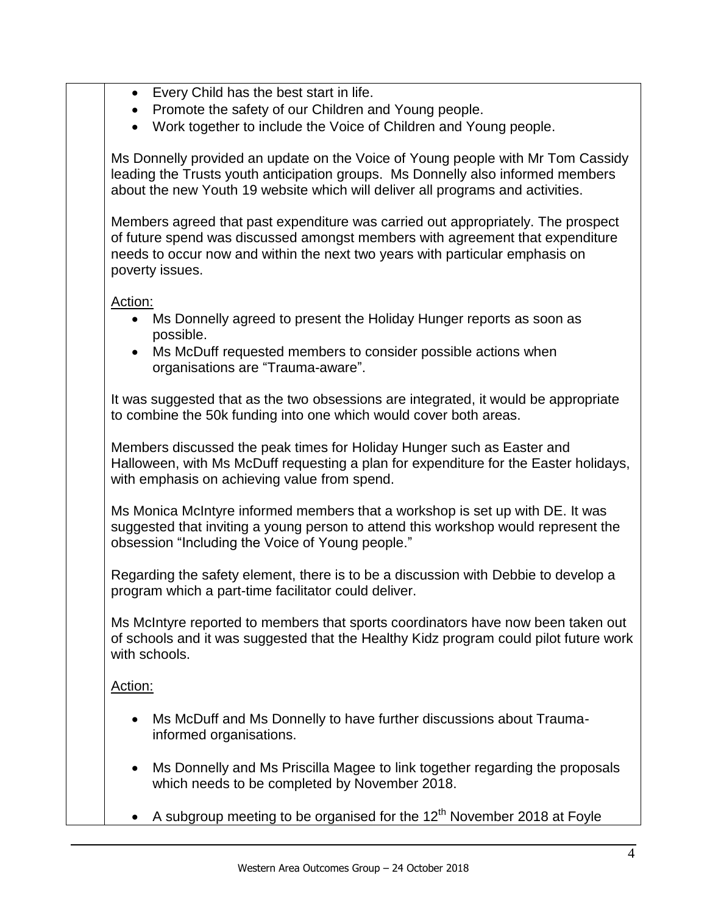- Every Child has the best start in life.
- Promote the safety of our Children and Young people.
- Work together to include the Voice of Children and Young people.

Ms Donnelly provided an update on the Voice of Young people with Mr Tom Cassidy leading the Trusts youth anticipation groups. Ms Donnelly also informed members about the new Youth 19 website which will deliver all programs and activities.

Members agreed that past expenditure was carried out appropriately. The prospect of future spend was discussed amongst members with agreement that expenditure needs to occur now and within the next two years with particular emphasis on poverty issues.

Action:

- Ms Donnelly agreed to present the Holiday Hunger reports as soon as possible.
- Ms McDuff requested members to consider possible actions when organisations are "Trauma-aware".

It was suggested that as the two obsessions are integrated, it would be appropriate to combine the 50k funding into one which would cover both areas.

Members discussed the peak times for Holiday Hunger such as Easter and Halloween, with Ms McDuff requesting a plan for expenditure for the Easter holidays, with emphasis on achieving value from spend.

Ms Monica McIntyre informed members that a workshop is set up with DE. It was suggested that inviting a young person to attend this workshop would represent the obsession "Including the Voice of Young people."

Regarding the safety element, there is to be a discussion with Debbie to develop a program which a part-time facilitator could deliver.

Ms McIntyre reported to members that sports coordinators have now been taken out of schools and it was suggested that the Healthy Kidz program could pilot future work with schools.

Action:

- Ms McDuff and Ms Donnelly to have further discussions about Trauma-informed organisations.
- Ms Donnelly and Ms Priscilla Magee to link together regarding the proposals which needs to be completed by November 2018.
- A subgroup meeting to be organised for the 12th November 2018 at Foyle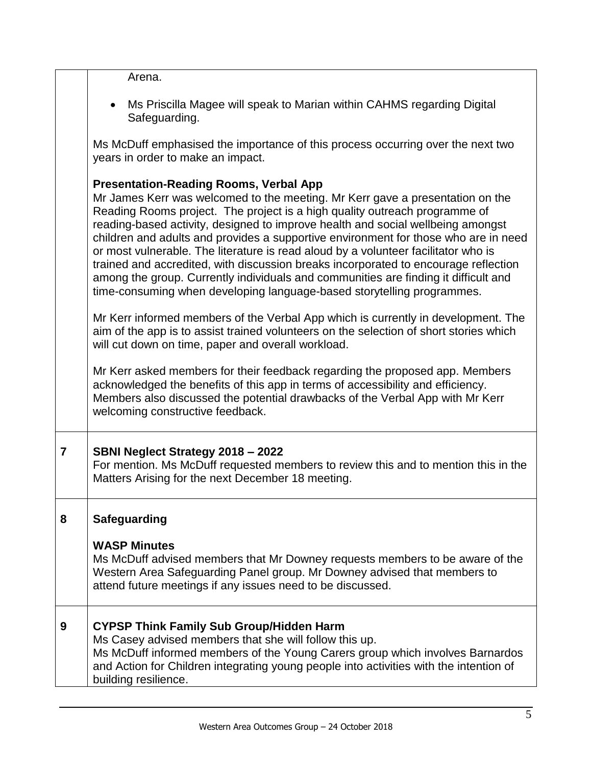| | |
|---|---|
| | Arena.<br><br>• Ms Priscilla Magee will speak to Marian within CAHMS regarding Digital Safeguarding.<br><br>Ms McDuff emphasised the importance of this process occurring over the next two years in order to make an impact.<br><br>**Presentation-Reading Rooms, Verbal App**<br>Mr James Kerr was welcomed to the meeting. Mr Kerr gave a presentation on the Reading Rooms project. The project is a high quality outreach programme of reading-based activity, designed to improve health and social wellbeing amongst children and adults and provides a supportive environment for those who are in need or most vulnerable. The literature is read aloud by a volunteer facilitator who is trained and accredited, with discussion breaks incorporated to encourage reflection among the group. Currently individuals and communities are finding it difficult and time-consuming when developing language-based storytelling programmes.<br><br>Mr Kerr informed members of the Verbal App which is currently in development. The aim of the app is to assist trained volunteers on the selection of short stories which will cut down on time, paper and overall workload.<br><br>Mr Kerr asked members for their feedback regarding the proposed app. Members acknowledged the benefits of this app in terms of accessibility and efficiency. Members also discussed the potential drawbacks of the Verbal App with Mr Kerr welcoming constructive feedback. |
| **7** | **SBNI Neglect Strategy 2018 – 2022**<br>For mention. Ms McDuff requested members to review this and to mention this in the Matters Arising for the next December 18 meeting. |
| **8** | **Safeguarding**<br><br>**WASP Minutes**<br>Ms McDuff advised members that Mr Downey requests members to be aware of the Western Area Safeguarding Panel group. Mr Downey advised that members to attend future meetings if any issues need to be discussed. |
| **9** | **CYPSP Think Family Sub Group/Hidden Harm**<br>Ms Casey advised members that she will follow this up.<br>Ms McDuff informed members of the Young Carers group which involves Barnardos and Action for Children integrating young people into activities with the intention of building resilience. |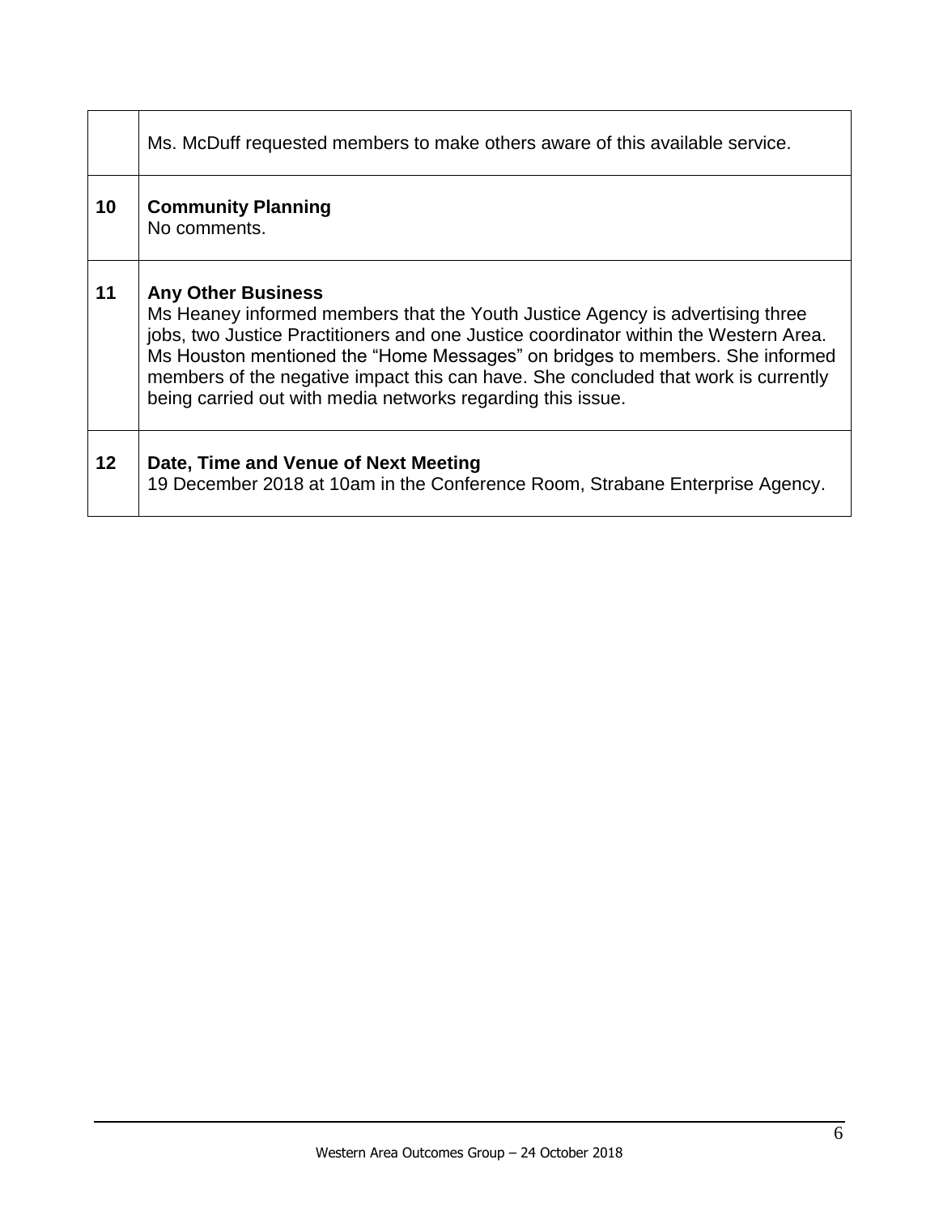| | |
|---|---|
| | Ms. McDuff requested members to make others aware of this available service. |
| **10** | **Community Planning**<br>No comments. |
| **11** | **Any Other Business**<br>Ms Heaney informed members that the Youth Justice Agency is advertising three jobs, two Justice Practitioners and one Justice coordinator within the Western Area. Ms Houston mentioned the "Home Messages" on bridges to members. She informed members of the negative impact this can have. She concluded that work is currently being carried out with media networks regarding this issue. |
| **12** | **Date, Time and Venue of Next Meeting**<br>19 December 2018 at 10am in the Conference Room, Strabane Enterprise Agency. |